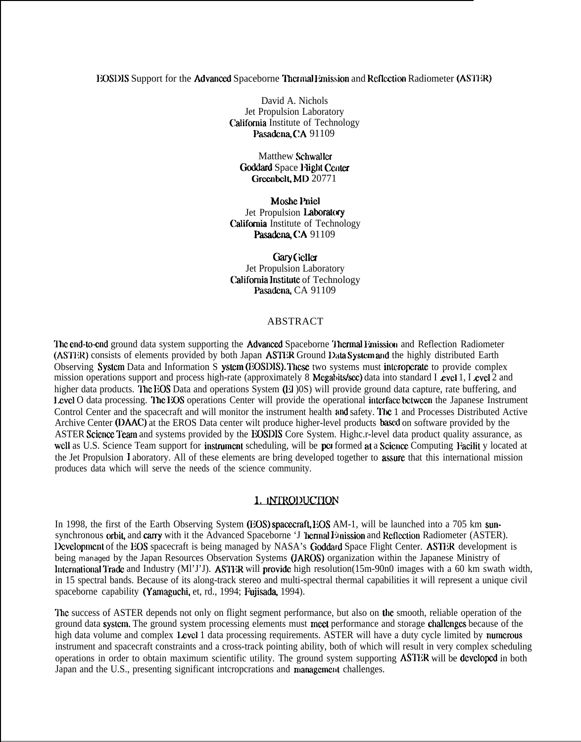# EOSDIS Support for the Advanced Spaceborne Thermal Emission and Reflection Radiometer (ASTER)

David A. Nichols
Jet Propulsion Laboratory
California Institute of Technology
Pasadena, CA 91109

Matthew Schwaller
Goddard Space Flight Center
Greenbelt, MD 20771

Moshe Pniel
Jet Propulsion Laboratory
California Institute of Technology
Pasadena, CA 91109

Gary Geller
Jet Propulsion Laboratory
California Institute of Technology
Pasadena, CA 91109

## ABSTRACT

The end-to-end ground data system supporting the Advanced Spaceborne Thermal Emission and Reflection Radiometer (ASTER) consists of elements provided by both Japan ASTER Ground Data System and the highly distributed Earth Observing System Data and Information System (EOSDIS). These two systems must interoperate to provide complex mission operations support and process high-rate (approximately 8 Megabits/sec) data into standard Level 1, Level 2 and higher data products. The EOS Data and operations System (EDOS) will provide ground data capture, rate buffering, and Level 0 data processing. The EOS operations Center will provide the operational interface between the Japanese Instrument Control Center and the spacecraft and will monitor the instrument health and safety. The 1 and Processes Distributed Active Archive Center (DAAC) at the EROS Data center wilt produce higher-level products based on software provided by the ASTER Science Team and systems provided by the EOSDIS Core System. Highc.r-level data product quality assurance, as well as U.S. Science Team support for instrument scheduling, will be performed at a Science Computing Facility located at the Jet Propulsion Laboratory. All of these elements are bring developed together to assure that this international mission produces data which will serve the needs of the science community.

## 1. INTRODUCTION

In 1998, the first of the Earth Observing System (EOS) spacecraft, EOS AM-1, will be launched into a 705 km sun-synchronous orbit, and carry with it the Advanced Spaceborne Thermal Emission and Reflection Radiometer (ASTER). Development of the EOS spacecraft is being managed by NASA's Goddard Space Flight Center. ASTER development is being managed by the Japan Resources Observation Systems (JAROS) organization within the Japanese Ministry of International Trade and Industry (MITI). ASTER will provide high resolution(15m-90n0 images with a 60 km swath width, in 15 spectral bands. Because of its along-track stereo and multi-spectral thermal capabilities it will represent a unique civil spaceborne capability (Yamaguchi, et rd., 1994; Fujisada, 1994).

The success of ASTER depends not only on flight segment performance, but also on the smooth, reliable operation of the ground data system. The ground system processing elements must meet performance and storage challenges because of the high data volume and complex Level 1 data processing requirements. ASTER will have a duty cycle limited by numerous instrument and spacecraft constraints and a cross-track pointing ability, both of which will result in very complex scheduling operations in order to obtain maximum scientific utility. The ground system supporting ASTER will be developed in both Japan and the U.S., presenting significant interoperations and management challenges.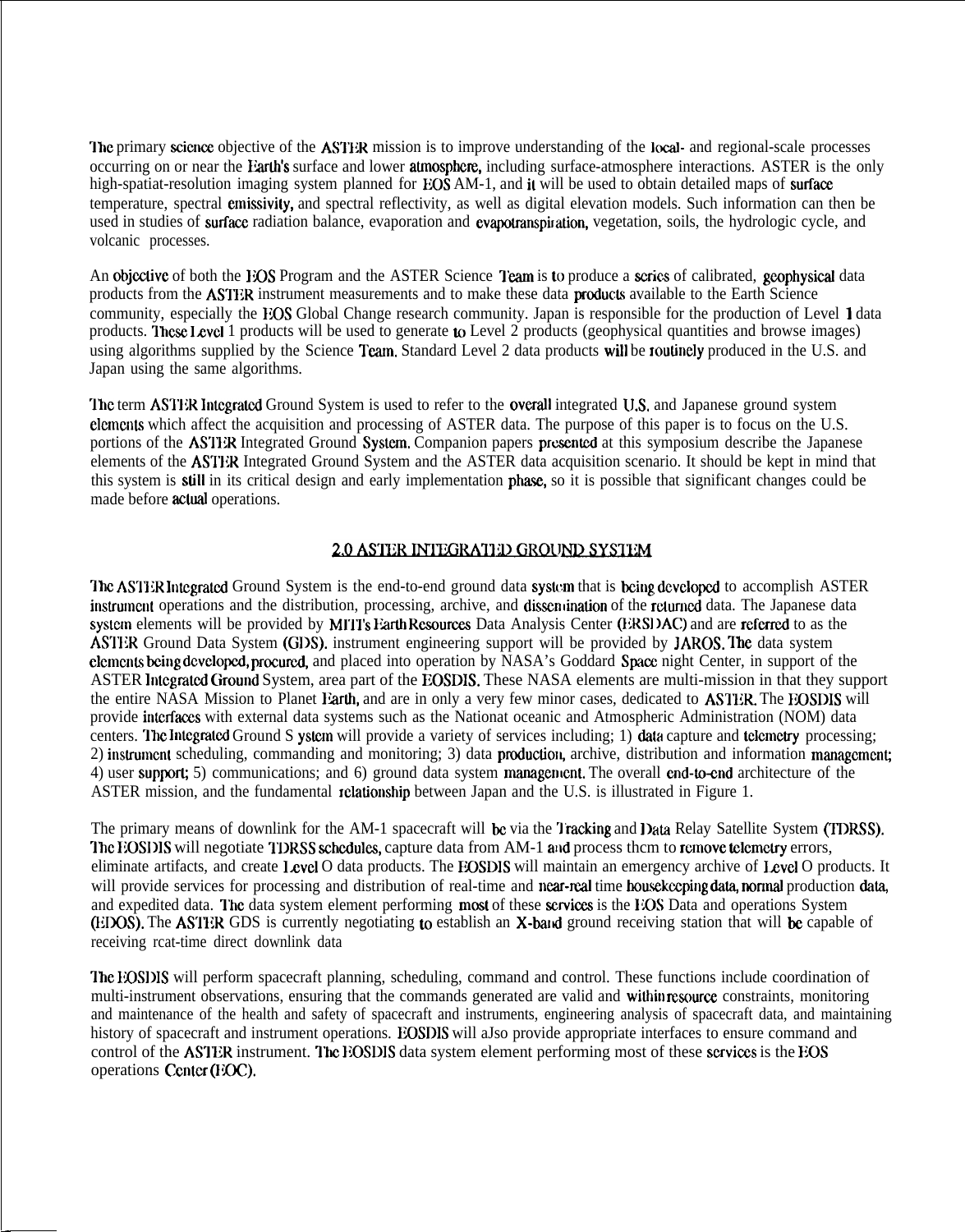The primary science objective of the ASTER mission is to improve understanding of the local- and regional-scale processes occurring on or near the Earth's surface and lower atmosphere, including surface-atmosphere interactions. ASTER is the only high-spatiat-resolution imaging system planned for EOS AM-1, and it will be used to obtain detailed maps of surface temperature, spectral emissivity, and spectral reflectivity, as well as digital elevation models. Such information can then be used in studies of surface radiation balance, evaporation and evapotranspiration, vegetation, soils, the hydrologic cycle, and volcanic processes.

An objective of both the EOS Program and the ASTER Science Team is to produce a series of calibrated, geophysical data products from the ASTER instrument measurements and to make these data products available to the Earth Science community, especially the EOS Global Change research community. Japan is responsible for the production of Level 1 data products. These Level 1 products will be used to generate to Level 2 products (geophysical quantities and browse images) using algorithms supplied by the Science Team. Standard Level 2 data products will be routinely produced in the U.S. and Japan using the same algorithms.

The term ASTER Integrated Ground System is used to refer to the overall integrated U.S. and Japanese ground system elements which affect the acquisition and processing of ASTER data. The purpose of this paper is to focus on the U.S. portions of the ASTER Integrated Ground System. Companion papers presented at this symposium describe the Japanese elements of the ASTER Integrated Ground System and the ASTER data acquisition scenario. It should be kept in mind that this system is still in its critical design and early implementation phase, so it is possible that significant changes could be made before actual operations.

## 2.0 ASTER INTEGRATED GROUND SYSTEM

The ASTER Integrated Ground System is the end-to-end ground data system that is being developed to accomplish ASTER instrument operations and the distribution, processing, archive, and dissemination of the returned data. The Japanese data system elements will be provided by MITI's Earth Resources Data Analysis Center (ERSDAC) and are referred to as the ASTER Ground Data System (GDS). instrument engineering support will be provided by JAROS. The data system elements being developed, procured, and placed into operation by NASA's Goddard Space night Center, in support of the ASTER Integrated Ground System, area part of the EOSDIS. These NASA elements are multi-mission in that they support the entire NASA Mission to Planet Earth, and are in only a very few minor cases, dedicated to ASTER. The EOSDIS will provide interfaces with external data systems such as the Nationat oceanic and Atmospheric Administration (NOM) data centers. The Integrated Ground S ystem will provide a variety of services including; 1) data capture and telemetry processing; 2) instrument scheduling, commanding and monitoring; 3) data production, archive, distribution and information management; 4) user support; 5) communications; and 6) ground data system management. The overall end-to-end architecture of the ASTER mission, and the fundamental relationship between Japan and the U.S. is illustrated in Figure 1.

The primary means of downlink for the AM-1 spacecraft will be via the Tracking and Data Relay Satellite System (TDRSS). The EOSDIS will negotiate TDRSS schedules, capture data from AM-1 and process them to remove telemetry errors, eliminate artifacts, and create Level O data products. The EOSDIS will maintain an emergency archive of Level O products. It will provide services for processing and distribution of real-time and near-real time housekeeping data, normal production data, and expedited data. The data system element performing most of these services is the EOS Data and operations System (EDOS). The ASTER GDS is currently negotiating to establish an X-band ground receiving station that will be capable of receiving rcat-time direct downlink data

The EOSDIS will perform spacecraft planning, scheduling, command and control. These functions include coordination of multi-instrument observations, ensuring that the commands generated are valid and within resource constraints, monitoring and maintenance of the health and safety of spacecraft and instruments, engineering analysis of spacecraft data, and maintaining history of spacecraft and instrument operations. EOSDIS will aJso provide appropriate interfaces to ensure command and control of the ASTER instrument. The EOSDIS data system element performing most of these services is the EOS operations Center (EOC).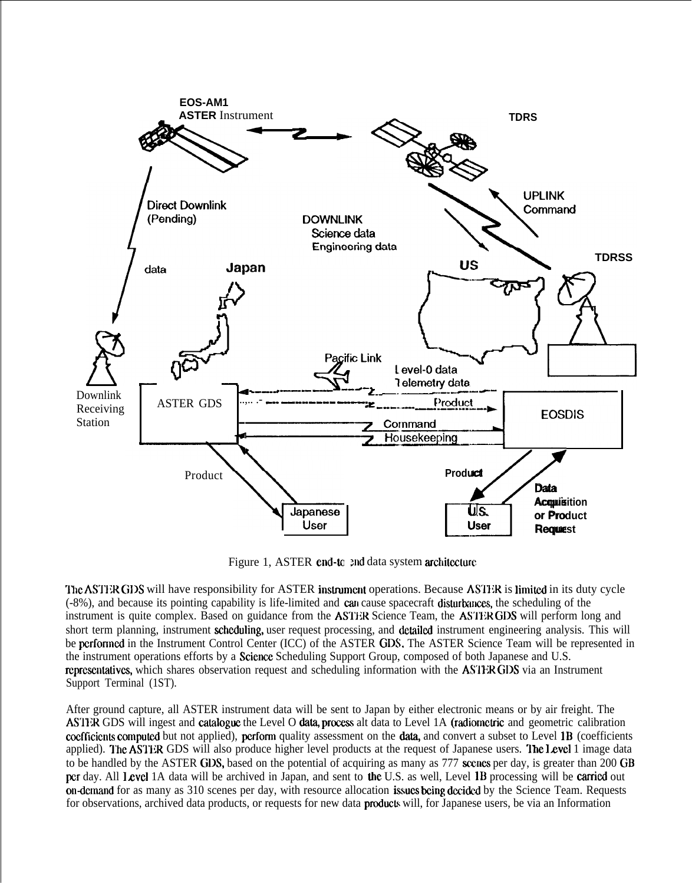Figure 1, ASTER end-to-end data system architecture

The ASTER GDS will have responsibility for ASTER instrument operations. Because ASTER is limited in its duty cycle (-8%), and because its pointing capability is life-limited and can cause spacecraft disturbances, the scheduling of the instrument is quite complex. Based on guidance from the ASTER Science Team, the ASTER GDS will perform long and short term planning, instrument scheduling, user request processing, and detailed instrument engineering analysis. This will be performed in the Instrument Control Center (ICC) of the ASTER GDS. The ASTER Science Team will be represented in the instrument operations efforts by a Science Scheduling Support Group, composed of both Japanese and U.S. representatives, which shares observation request and scheduling information with the ASTER GDS via an Instrument Support Terminal (1ST).

After ground capture, all ASTER instrument data will be sent to Japan by either electronic means or by air freight. The ASTER GDS will ingest and catalogue the Level O data, process alt data to Level 1A (radiometric and geometric calibration coefficients computed but not applied), perform quality assessment on the data, and convert a subset to Level 1B (coefficients applied). The ASTER GDS will also produce higher level products at the request of Japanese users. The Level 1 image data to be handled by the ASTER GDS, based on the potential of acquiring as many as 777 scenes per day, is greater than 200 GB per day. All Level 1A data will be archived in Japan, and sent to the U.S. as well, Level 1B processing will be carried out on-demand for as many as 310 scenes per day, with resource allocation issues being decided by the Science Team. Requests for observations, archived data products, or requests for new data products will, for Japanese users, be via an Information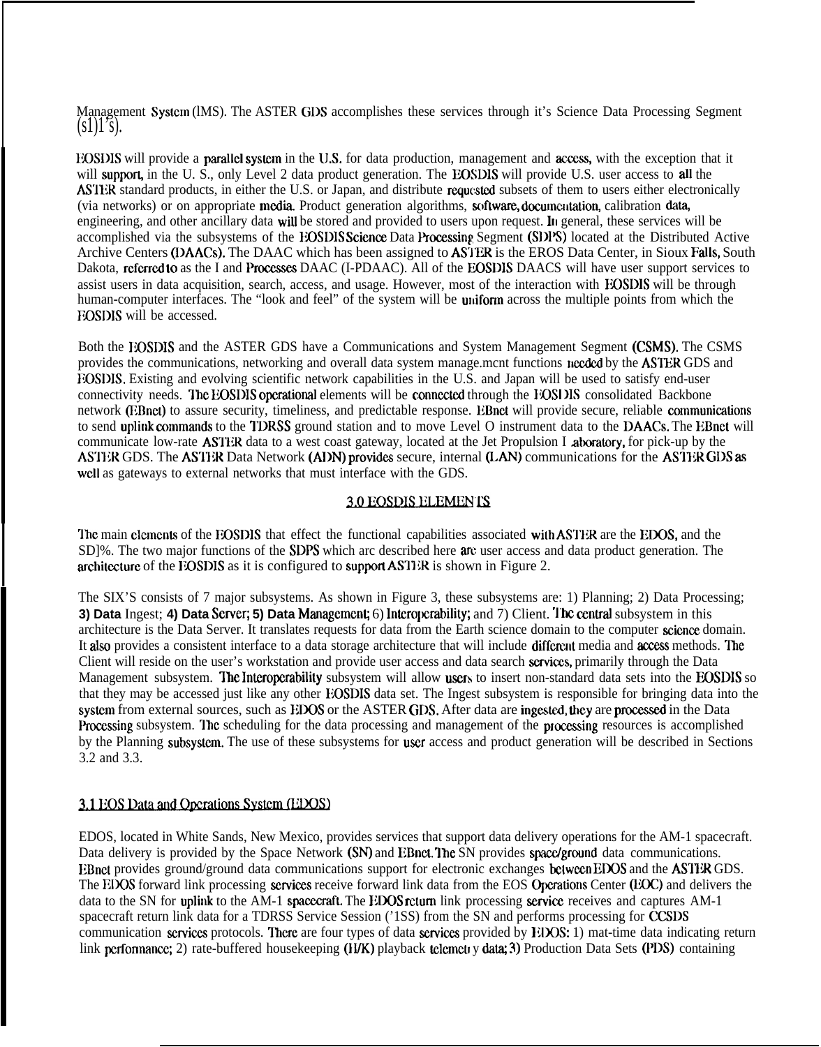Management System (IMS). The ASTER GDS accomplishes these services through it's Science Data Processing Segment (SDPS).

EOSDIS will provide a parallel system in the U.S. for data production, management and access, with the exception that it will support, in the U. S., only Level 2 data product generation. The EOSDIS will provide U.S. user access to all the ASTER standard products, in either the U.S. or Japan, and distribute requested subsets of them to users either electronically (via networks) or on appropriate media. Product generation algorithms, software, documentation, calibration data, engineering, and other ancillary data will be stored and provided to users upon request. In general, these services will be accomplished via the subsystems of the EOSDIS Science Data Processing Segment (SDPS) located at the Distributed Active Archive Centers (DAACs). The DAAC which has been assigned to ASTER is the EROS Data Center, in Sioux Falls, South Dakota, referred to as the I and Processes DAAC (I-PDAAC). All of the EOSDIS DAACS will have user support services to assist users in data acquisition, search, access, and usage. However, most of the interaction with EOSDIS will be through human-computer interfaces. The "look and feel" of the system will be uniform across the multiple points from which the EOSDIS will be accessed.

Both the EOSDIS and the ASTER GDS have a Communications and System Management Segment (CSMS). The CSMS provides the communications, networking and overall data system management functions needed by the ASTER GDS and EOSDIS. Existing and evolving scientific network capabilities in the U.S. and Japan will be used to satisfy end-user connectivity needs. The EOSDIS operational elements will be connected through the EOSDIS consolidated Backbone network (EBnet) to assure security, timeliness, and predictable response. EBnet will provide secure, reliable communications to send uplink commands to the TDRSS ground station and to move Level 0 instrument data to the DAACs. The EBnet will communicate low-rate ASTER data to a west coast gateway, located at the Jet Propulsion Laboratory, for pick-up by the ASTER GDS. The ASTER Data Network (ADN) provides secure, internal (LAN) communications for the ASTER GDS as well as gateways to external networks that must interface with the GDS.

## 3.0 EOSDIS ELEMENTS

The main elements of the EOSDIS that effect the functional capabilities associated with ASTER are the EDOS, and the SDPS. The two major functions of the SDPS which are described here are user access and data product generation. The architecture of the EOSDIS as it is configured to support ASTER is shown in Figure 2.

The SDPS consists of 7 major subsystems. As shown in Figure 3, these subsystems are: 1) Planning; 2) Data Processing; 3) Data Ingest; 4) Data Server; 5) Data Management; 6) Interoperability; and 7) Client. The central subsystem in this architecture is the Data Server. It translates requests for data from the Earth science domain to the computer science domain. It also provides a consistent interface to a data storage architecture that will include different media and access methods. The Client will reside on the user's workstation and provide user access and data search services, primarily through the Data Management subsystem. The Interoperability subsystem will allow users to insert non-standard data sets into the EOSDIS so that they may be accessed just like any other EOSDIS data set. The Ingest subsystem is responsible for bringing data into the system from external sources, such as EDOS or the ASTER GDS. After data are ingested, they are processed in the Data Processing subsystem. The scheduling for the data processing and management of the processing resources is accomplished by the Planning subsystem. The use of these subsystems for user access and product generation will be described in Sections 3.2 and 3.3.

### 3.1 EOS Data and Operations System (EDOS)

EDOS, located in White Sands, New Mexico, provides services that support data delivery operations for the AM-1 spacecraft. Data delivery is provided by the Space Network (SN) and EBnet. The SN provides space/ground data communications. EBnet provides ground/ground data communications support for electronic exchanges between EDOS and the ASTER GDS. The EDOS forward link processing services receive forward link data from the EOS Operations Center (EOC) and delivers the data to the SN for uplink to the AM-1 spacecraft. The EDOS return link processing service receives and captures AM-1 spacecraft return link data for a TDRSS Service Session (TSS) from the SN and performs processing for CCSDS communication services protocols. There are four types of data services provided by EDOS: 1) real-time data indicating return link performance; 2) rate-buffered housekeeping (H/K) playback telemetry data; 3) Production Data Sets (PDS) containing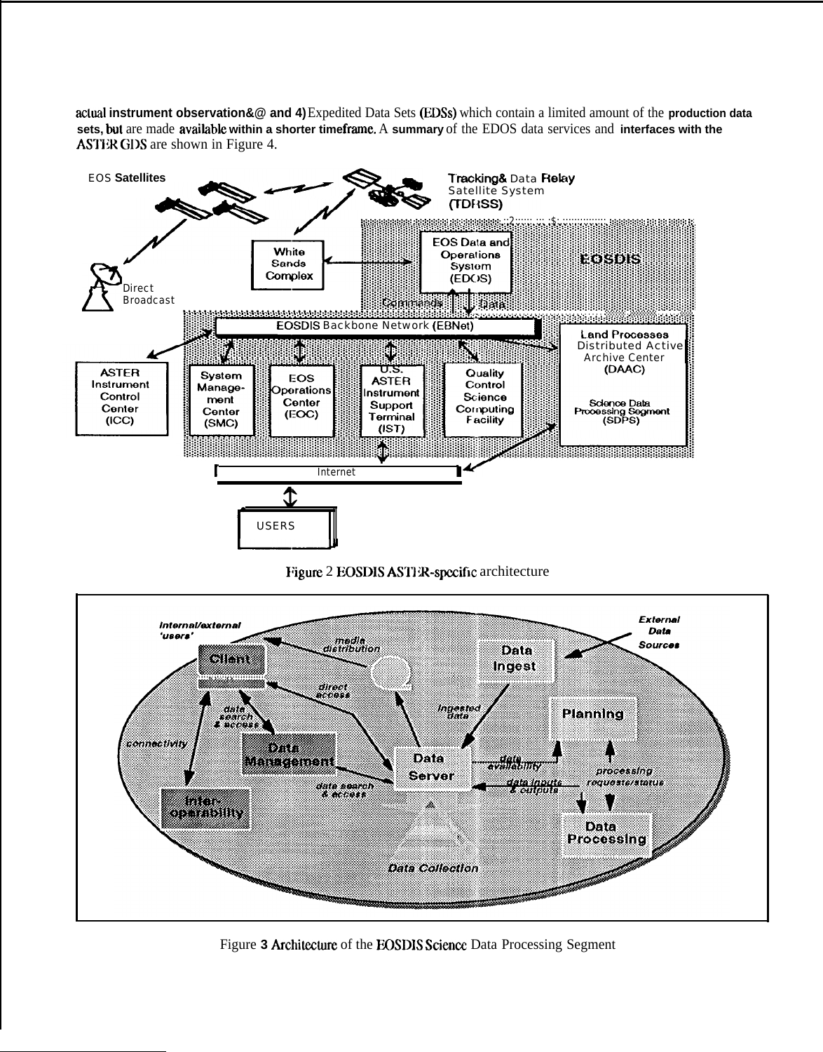actual instrument observations) and 4) Expedited Data Sets (EDSs) which contain a limited amount of the production data sets, but are made available within a shorter timeframe. A summary of the EDOS data services and interfaces with the ASTER GDS are shown in Figure 4.

Figure 2 EOSDIS ASTER-specific architecture

Figure 3 Architecture of the EOSDIS Science Data Processing Segment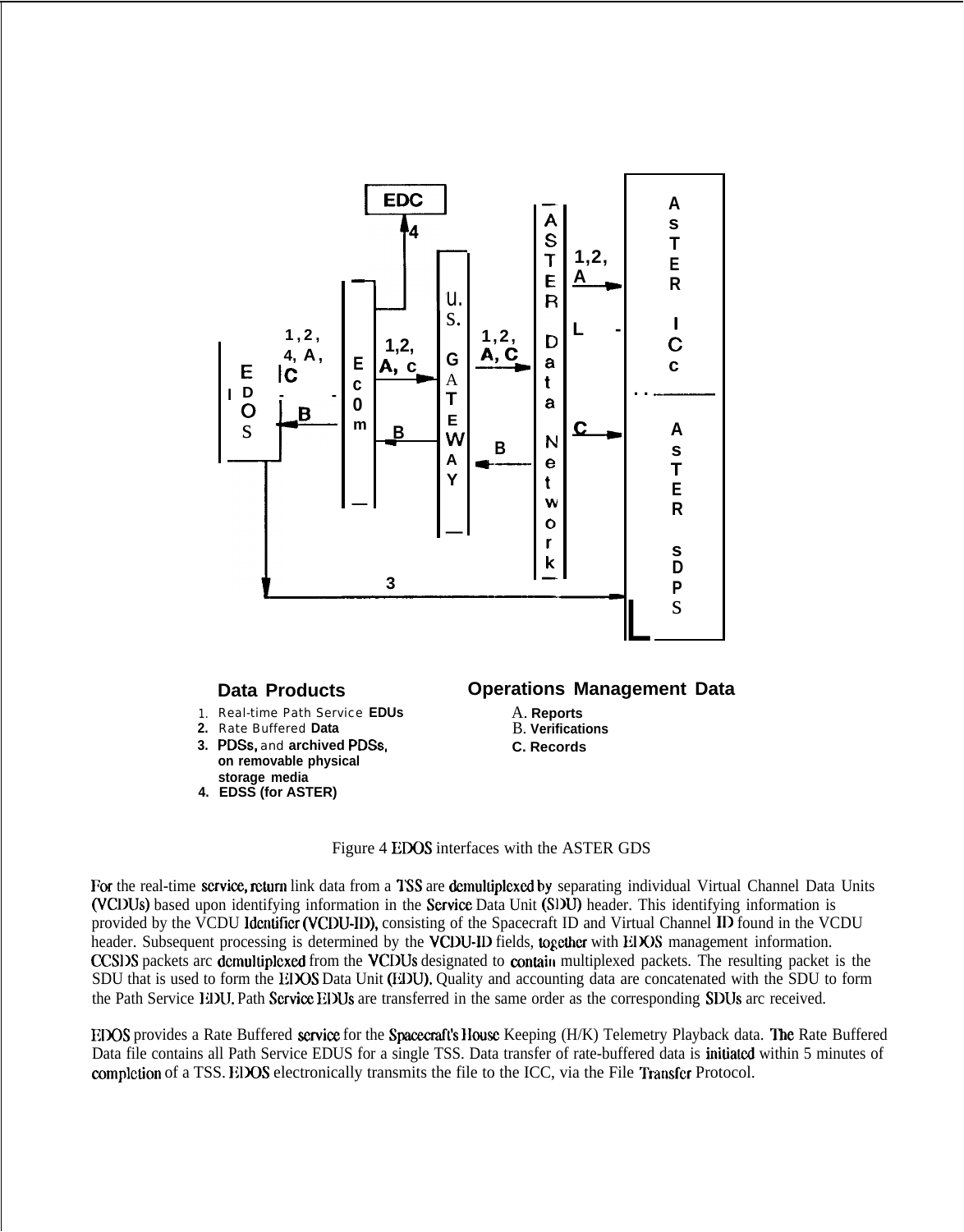**Data Products**

1. Real-time Path Service EDUs
2. Rate Buffered Data
3. PDSs, and archived PDSs, on removable physical storage media
4. EDSS (for ASTER)

**Operations Management Data**

A. Reports
B. Verifications
C. Records

Figure 4 EDOS interfaces with the ASTER GDS

For the real-time service, return link data from a TSS are demultiplexed by separating individual Virtual Channel Data Units (VCDUs) based upon identifying information in the Service Data Unit (SDU) header. This identifying information is provided by the VCDU Identifier (VCDU-ID), consisting of the Spacecraft ID and Virtual Channel ID found in the VCDU header. Subsequent processing is determined by the VCDU-ID fields, together with EDOS management information. CCSDS packets are demultiplexed from the VCDUs designated to contain multiplexed packets. The resulting packet is the SDU that is used to form the EDOS Data Unit (EDU). Quality and accounting data are concatenated with the SDU to form the Path Service EDU. Path Service EDUs are transferred in the same order as the corresponding SDUs are received.

EDOS provides a Rate Buffered service for the Spacecraft's House Keeping (H/K) Telemetry Playback data. The Rate Buffered Data file contains all Path Service EDUS for a single TSS. Data transfer of rate-buffered data is initiated within 5 minutes of completion of a TSS. EDOS electronically transmits the file to the ICC, via the File Transfer Protocol.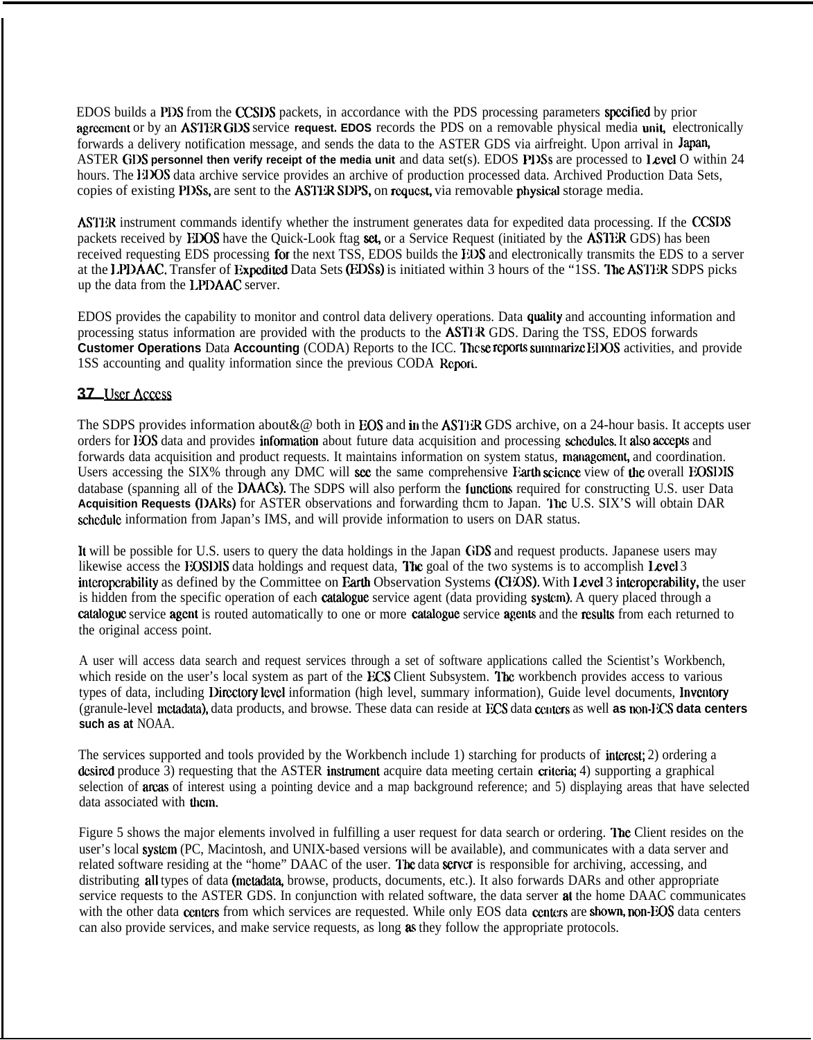EDOS builds a PDS from the CCSDS packets, in accordance with the PDS processing parameters specified by prior agreement or by an ASTER GDS service **request. EDOS** records the PDS on a removable physical media unit, electronically forwards a delivery notification message, and sends the data to the ASTER GDS via airfreight. Upon arrival in Japan, ASTER GDS **personnel then verify receipt of the media unit** and data set(s). EDOS PDSs are processed to Level O within 24 hours. The EDOS data archive service provides an archive of production processed data. Archived Production Data Sets, copies of existing PDSs, are sent to the ASTER SDPS, on request, via removable physical storage media.

ASTER instrument commands identify whether the instrument generates data for expedited data processing. If the CCSDS packets received by EDOS have the Quick-Look ftag set, or a Service Request (initiated by the ASTER GDS) has been received requesting EDS processing for the next TSS, EDOS builds the EDS and electronically transmits the EDS to a server at the LPDAAC. Transfer of Expedited Data Sets (EDSs) is initiated within 3 hours of the "1SS. The ASTER SDPS picks up the data from the LPDAAC server.

EDOS provides the capability to monitor and control data delivery operations. Data quality and accounting information and processing status information are provided with the products to the ASTER GDS. Daring the TSS, EDOS forwards **Customer Operations** Data **Accounting** (CODA) Reports to the ICC. These reports summarize EDOS activities, and provide 1SS accounting and quality information since the previous CODA Report.

## 37 User Access

The SDPS provides information about&@ both in EOS and in the ASTER GDS archive, on a 24-hour basis. It accepts user orders for EOS data and provides information about future data acquisition and processing schedules. It also accepts and forwards data acquisition and product requests. It maintains information on system status, management, and coordination. Users accessing the SIX% through any DMC will see the same comprehensive Earth science view of the overall EOSDIS database (spanning all of the DAACs). The SDPS will also perform the functions required for constructing U.S. user Data **Acquisition Requests** (DARs) for ASTER observations and forwarding thcm to Japan. The U.S. SIX'S will obtain DAR schedule information from Japan's IMS, and will provide information to users on DAR status.

It will be possible for U.S. users to query the data holdings in the Japan GDS and request products. Japanese users may likewise access the EOSDIS data holdings and request data, The goal of the two systems is to accomplish Level 3 interoperability as defined by the Committee on Earth Observation Systems (CEOS). With Level 3 interoperability, the user is hidden from the specific operation of each catalogue service agent (data providing system). A query placed through a catalogue service agent is routed automatically to one or more catalogue service agents and the results from each returned to the original access point.

A user will access data search and request services through a set of software applications called the Scientist's Workbench, which reside on the user's local system as part of the ECS Client Subsystem. The workbench provides access to various types of data, including Directory level information (high level, summary information), Guide level documents, Inventory (granule-level metadata), data products, and browse. These data can reside at ECS data centers as well **as non-ECS data centers such as at** NOAA.

The services supported and tools provided by the Workbench include 1) starching for products of interest; 2) ordering a desired produce 3) requesting that the ASTER instrument acquire data meeting certain criteria; 4) supporting a graphical selection of areas of interest using a pointing device and a map background reference; and 5) displaying areas that have selected data associated with them.

Figure 5 shows the major elements involved in fulfilling a user request for data search or ordering. The Client resides on the user's local system (PC, Macintosh, and UNIX-based versions will be available), and communicates with a data server and related software residing at the "home" DAAC of the user. The data server is responsible for archiving, accessing, and distributing all types of data (metadata, browse, products, documents, etc.). It also forwards DARs and other appropriate service requests to the ASTER GDS. In conjunction with related software, the data server at the home DAAC communicates with the other data centers from which services are requested. While only EOS data centers are shown, non-EOS data centers can also provide services, and make service requests, as long as they follow the appropriate protocols.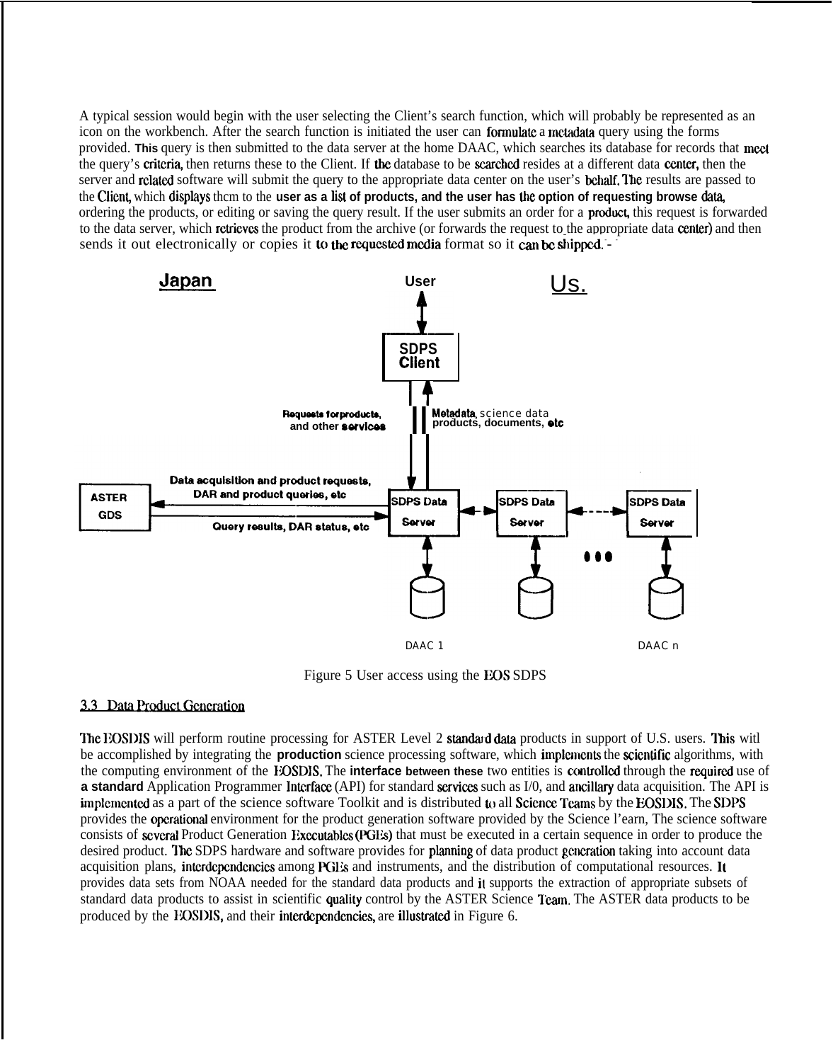A typical session would begin with the user selecting the Client's search function, which will probably be represented as an icon on the workbench. After the search function is initiated the user can formulate a metadata query using the forms provided. This query is then submitted to the data server at the home DAAC, which searches its database for records that meet the query's criteria, then returns these to the Client. If the database to be searched resides at a different data center, then the server and related software will submit the query to the appropriate data center on the user's behalf. The results are passed to the Client, which displays them to the user as a list of products, and the user has the option of requesting browse data, ordering the products, or editing or saving the query result. If the user submits an order for a product, this request is forwarded to the data server, which retrieves the product from the archive (or forwards the request to the appropriate data center) and then sends it out electronically or copies it to the requested media format so it can be shipped.

Figure 5 User access using the EOS SDPS

### 3.3 Data Product Generation

The EOSDIS will perform routine processing for ASTER Level 2 standard data products in support of U.S. users. This will be accomplished by integrating the production science processing software, which implements the scientific algorithms, with the computing environment of the EOSDIS. The interface between these two entities is controlled through the required use of a standard Application Programmer Interface (API) for standard services such as I/0, and ancillary data acquisition. The API is implemented as a part of the science software Toolkit and is distributed to all Science Teams by the EOSDIS. The SDPS provides the operational environment for the product generation software provided by the Science l'earn, The science software consists of several Product Generation Executables (PGEs) that must be executed in a certain sequence in order to produce the desired product. The SDPS hardware and software provides for planning of data product generation taking into account data acquisition plans, interdependencies among PGEs and instruments, and the distribution of computational resources. It provides data sets from NOAA needed for the standard data products and it supports the extraction of appropriate subsets of standard data products to assist in scientific quality control by the ASTER Science Team. The ASTER data products to be produced by the EOSDIS, and their interdependencies, are illustrated in Figure 6.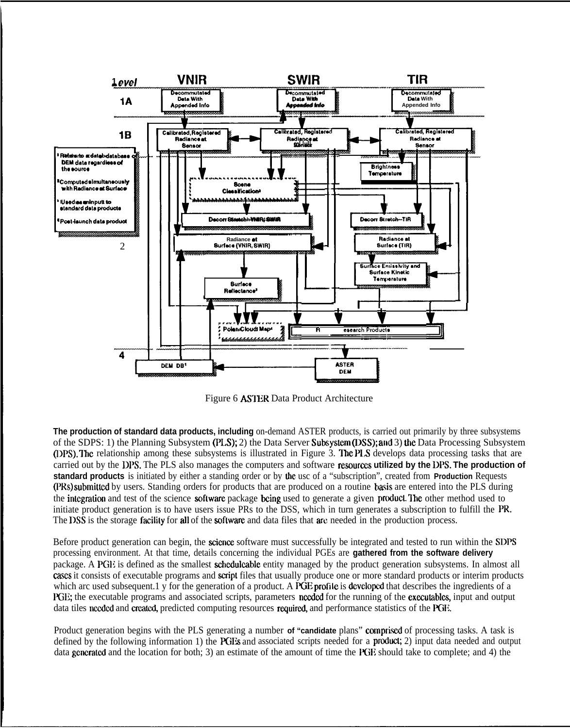Figure 6 ASTER Data Product Architecture

The production of standard data products, including on-demand ASTER products, is carried out primarily by three subsystems of the SDPS: 1) the Planning Subsystem (PLS); 2) the Data Server Subsystem (DSS); and 3) the Data Processing Subsystem (DPS). The relationship among these subsystems is illustrated in Figure 3. The PLS develops data processing tasks that are carried out by the DPS. The PLS also manages the computers and software resources utilized by the DPS. The production of standard products is initiated by either a standing order or by the use of a "subscription", created from Production Requests (PRs) submitted by users. Standing orders for products that are produced on a routine basis are entered into the PLS during the integration and test of the science software package being used to generate a given product. The other method used to initiate product generation is to have users issue PRs to the DSS, which in turn generates a subscription to fulfill the PR. The DSS is the storage facility for all of the software and data files that are needed in the production process.

Before product generation can begin, the science software must successfully be integrated and tested to run within the SDPS processing environment. At that time, details concerning the individual PGEs are gathered from the software delivery package. A PGE is defined as the smallest schedulable entity managed by the product generation subsystems. In almost all cases it consists of executable programs and script files that usually produce one or more standard products or interim products which are used subsequently for the generation of a product. A PGE profile is developed that describes the ingredients of a PGE; the executable programs and associated scripts, parameters needed for the running of the executables, input and output data files needed and created, predicted computing resources required, and performance statistics of the PGE.

Product generation begins with the PLS generating a number of "candidate plans" comprised of processing tasks. A task is defined by the following information 1) the PGEs and associated scripts needed for a product; 2) input data needed and output data generated and the location for both; 3) an estimate of the amount of time the PGE should take to complete; and 4) the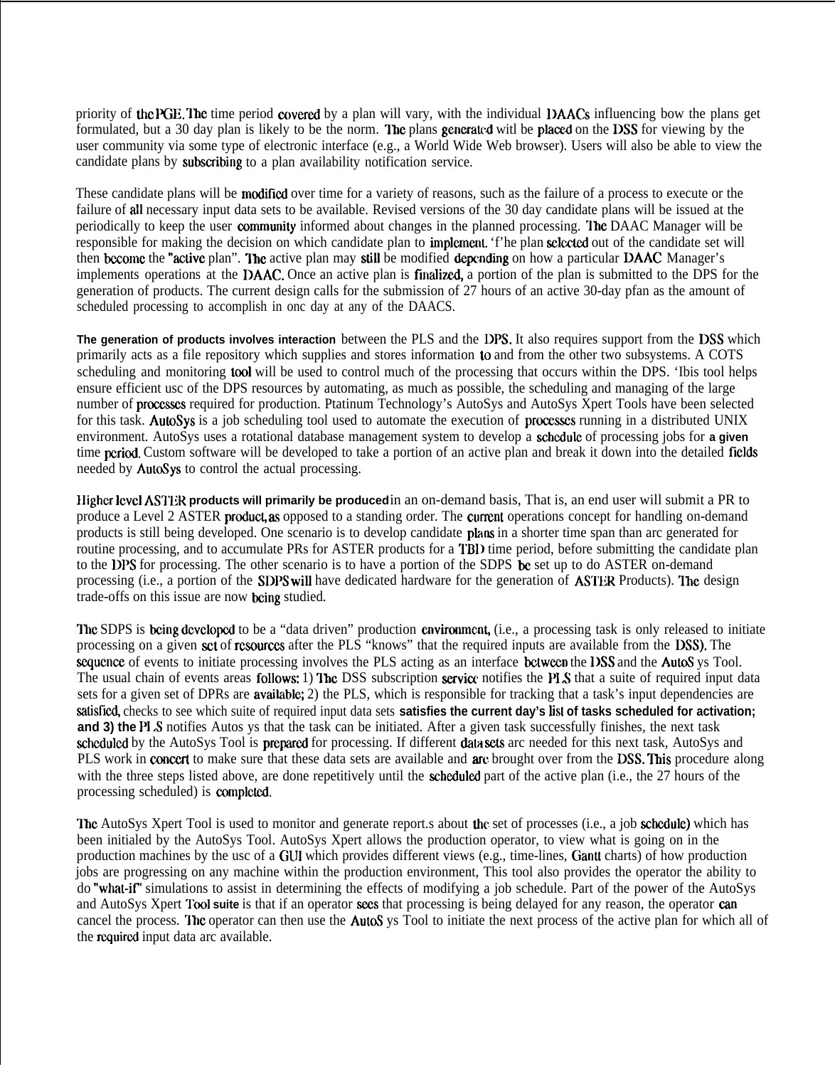priority of the PGE. The time period covered by a plan will vary, with the individual DAACs influencing bow the plans get formulated, but a 30 day plan is likely to be the norm. The plans generated witl be placed on the DSS for viewing by the user community via some type of electronic interface (e.g., a World Wide Web browser). Users will also be able to view the candidate plans by subscribing to a plan availability notification service.

These candidate plans will be modified over time for a variety of reasons, such as the failure of a process to execute or the failure of all necessary input data sets to be available. Revised versions of the 30 day candidate plans will be issued at the periodically to keep the user community informed about changes in the planned processing. The DAAC Manager will be responsible for making the decision on which candidate plan to implement. 'f'he plan selected out of the candidate set will then become the "active plan". The active plan may still be modified depending on how a particular DAAC Manager's implements operations at the DAAC. Once an active plan is finalized, a portion of the plan is submitted to the DPS for the generation of products. The current design calls for the submission of 27 hours of an active 30-day pfan as the amount of scheduled processing to accomplish in onc day at any of the DAACS.

The generation of products involves interaction between the PLS and the DPS. It also requires support from the DSS which primarily acts as a file repository which supplies and stores information to and from the other two subsystems. A COTS scheduling and monitoring tool will be used to control much of the processing that occurs within the DPS. 'Ibis tool helps ensure efficient usc of the DPS resources by automating, as much as possible, the scheduling and managing of the large number of processes required for production. Ptatinum Technology's AutoSys and AutoSys Xpert Tools have been selected for this task. AutoSys is a job scheduling tool used to automate the execution of processes running in a distributed UNIX environment. AutoSys uses a rotational database management system to develop a schedule of processing jobs for a given time period. Custom software will be developed to take a portion of an active plan and break it down into the detailed fields needed by AutoSys to control the actual processing.

Higher level ASTER products will primarily be produced in an on-demand basis, That is, an end user will submit a PR to produce a Level 2 ASTER product, as opposed to a standing order. The current operations concept for handling on-demand products is still being developed. One scenario is to develop candidate plans in a shorter time span than arc generated for routine processing, and to accumulate PRs for ASTER products for a TBD time period, before submitting the candidate plan to the DPS for processing. The other scenario is to have a portion of the SDPS be set up to do ASTER on-demand processing (i.e., a portion of the SDPS will have dedicated hardware for the generation of ASTER Products). The design trade-offs on this issue are now being studied.

The SDPS is being developed to be a "data driven" production environment, (i.e., a processing task is only released to initiate processing on a given set of resources after the PLS "knows" that the required inputs are available from the DSS). The sequence of events to initiate processing involves the PLS acting as an interface between the DSS and the AutoS ys Tool. The usual chain of events areas follows: 1) The DSS subscription service notifies the PLS that a suite of required input data sets for a given set of DPRs are available; 2) the PLS, which is responsible for tracking that a task's input dependencies are satisfied, checks to see which suite of required input data sets satisfies the current day's list of tasks scheduled for activation; and 3) the PLS notifies Autos ys that the task can be initiated. After a given task successfully finishes, the next task scheduled by the AutoSys Tool is prepared for processing. If different data sets arc needed for this next task, AutoSys and PLS work in concert to make sure that these data sets are available and arc brought over from the DSS. This procedure along with the three steps listed above, are done repetitively until the scheduled part of the active plan (i.e., the 27 hours of the processing scheduled) is completed.

The AutoSys Xpert Tool is used to monitor and generate report.s about the set of processes (i.e., a job schedule) which has been initialed by the AutoSys Tool. AutoSys Xpert allows the production operator, to view what is going on in the production machines by the usc of a GUI which provides different views (e.g., time-lines, Gantt charts) of how production jobs are progressing on any machine within the production environment, This tool also provides the operator the ability to do "what-if" simulations to assist in determining the effects of modifying a job schedule. Part of the power of the AutoSys and AutoSys Xpert Tool suite is that if an operator sees that processing is being delayed for any reason, the operator can cancel the process. The operator can then use the AutoS ys Tool to initiate the next process of the active plan for which all of the required input data arc available.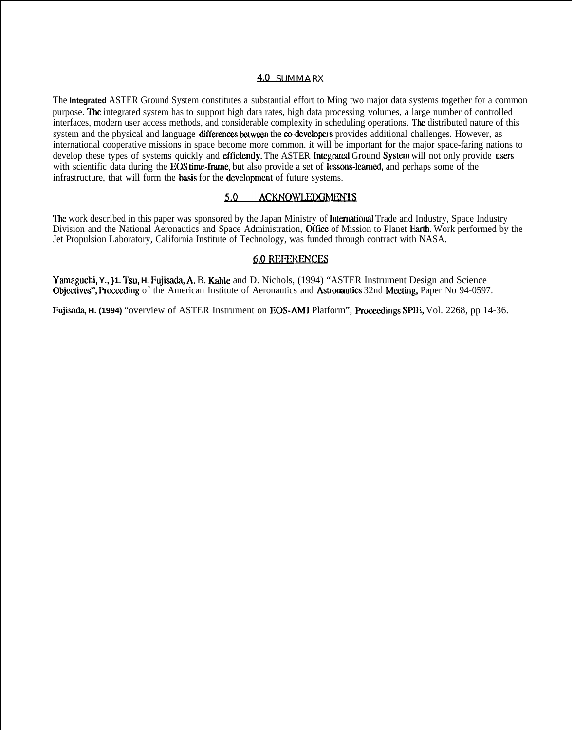## 4.0 SUMMARX

The **Integrated** ASTER Ground System constitutes a substantial effort to Ming two major data systems together for a common purpose. The integrated system has to support high data rates, high data processing volumes, a large number of controlled interfaces, modern user access methods, and considerable complexity in scheduling operations. The distributed nature of this system and the physical and language differences between the co-developers provides additional challenges. However, as international cooperative missions in space become more common. it will be important for the major space-faring nations to develop these types of systems quickly and efficiently. The ASTER Integrated Ground System will not only provide users with scientific data during the EOS time-frame, but also provide a set of lessons-learned, and perhaps some of the infrastructure, that will form the basis for the development of future systems.

## 5.0 ACKNOWLEDGMENTS

The work described in this paper was sponsored by the Japan Ministry of International Trade and Industry, Space Industry Division and the National Aeronautics and Space Administration, Office of Mission to Planet Earth. Work performed by the Jet Propulsion Laboratory, California Institute of Technology, was funded through contract with NASA.

## 6.0 REFERENCES

Yamaguchi, Y., }1. Tsu, H. Fujisada, A. B. Kahle and D. Nichols, (1994) "ASTER Instrument Design and Science Objectives", Proceeding of the American Institute of Aeronautics and Astronautics 32nd Meeting, Paper No 94-0597.

Fujisada, H. (1994) "overview of ASTER Instrument on EOS-AM1 Platform", Proceedings SPIE, Vol. 2268, pp 14-36.